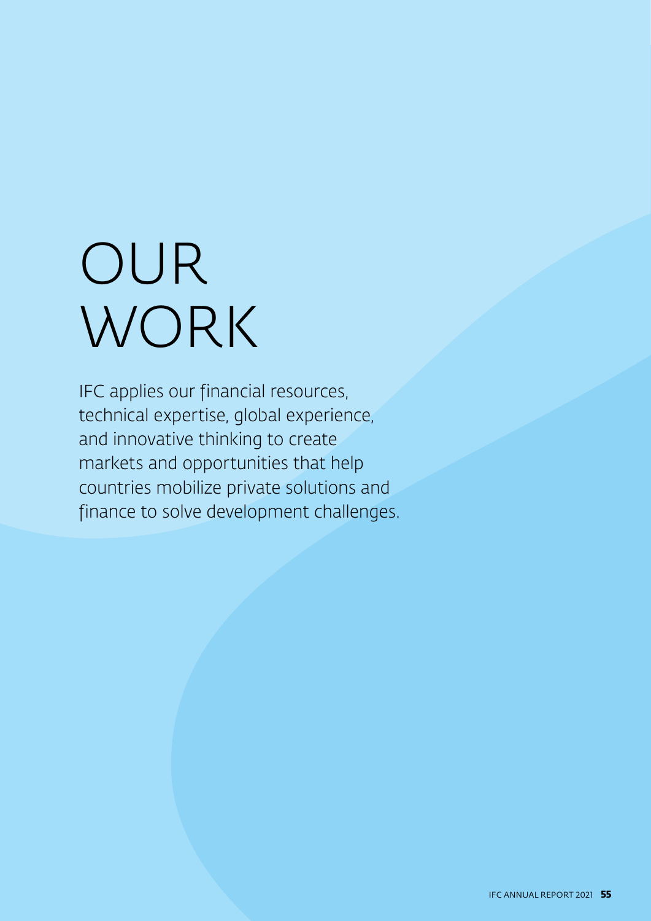# OUR WORK

IFC applies our financial resources, technical expertise, global experience, and innovative thinking to create markets and opportunities that help countries mobilize private solutions and finance to solve development challenges.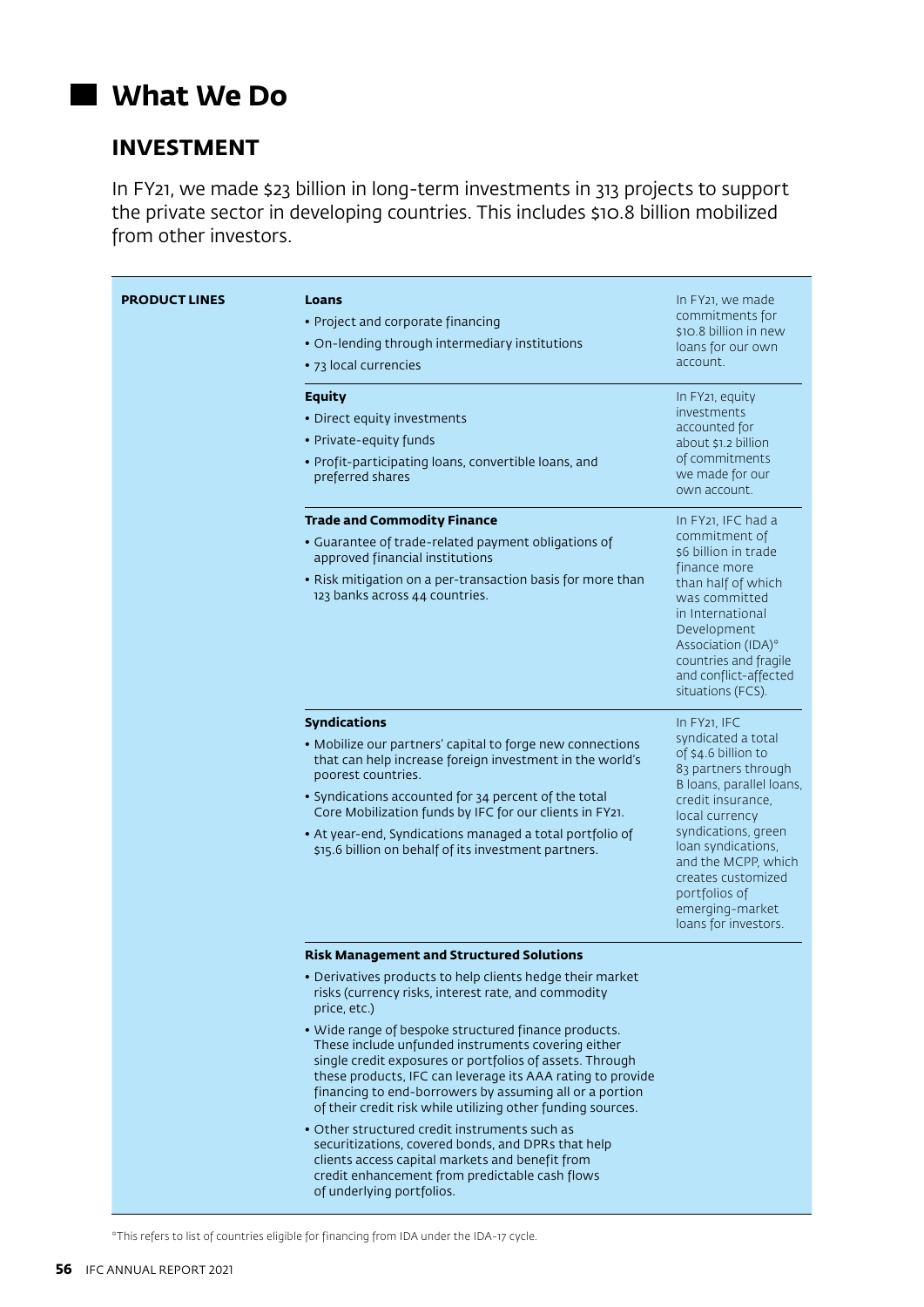# What We Do

## INVESTMENT

In FY21, we made $23 billion in long-term investments in 313 projects to support the private sector in developing countries. This includes $10.8 billion mobilized from other investors.

| PRODUCT LINES | | |
|---|---|---|
| | **Loans**<br>• Project and corporate financing<br>• On-lending through intermediary institutions<br>• 73 local currencies | In FY21, we made commitments for $10.8 billion in new loans for our own account. |
| | **Equity**<br>• Direct equity investments<br>• Private-equity funds<br>• Profit-participating loans, convertible loans, and preferred shares | In FY21, equity investments accounted for about $1.2 billion of commitments we made for our own account. |
| | **Trade and Commodity Finance**<br>• Guarantee of trade-related payment obligations of approved financial institutions<br>• Risk mitigation on a per-transaction basis for more than 123 banks across 44 countries. | In FY21, IFC had a commitment of $6 billion in trade finance more than half of which was committed in International Development Association (IDA)* countries and fragile and conflict-affected situations (FCS). |
| | **Syndications**<br>• Mobilize our partners' capital to forge new connections that can help increase foreign investment in the world's poorest countries.<br>• Syndications accounted for 34 percent of the total Core Mobilization funds by IFC for our clients in FY21.<br>• At year-end, Syndications managed a total portfolio of $15.6 billion on behalf of its investment partners. | In FY21, IFC syndicated a total of $4.6 billion to 83 partners through B loans, parallel loans, credit insurance, local currency syndications, green loan syndications, and the MCPP, which creates customized portfolios of emerging-market loans for investors. |
| | **Risk Management and Structured Solutions**<br>• Derivatives products to help clients hedge their market risks (currency risks, interest rate, and commodity price, etc.)<br>• Wide range of bespoke structured finance products. These include unfunded instruments covering either single credit exposures or portfolios of assets. Through these products, IFC can leverage its AAA rating to provide financing to end-borrowers by assuming all or a portion of their credit risk while utilizing other funding sources.<br>• Other structured credit instruments such as securitizations, covered bonds, and DPRs that help clients access capital markets and benefit from credit enhancement from predictable cash flows of underlying portfolios. | |

*This refers to list of countries eligible for financing from IDA under the IDA-17 cycle.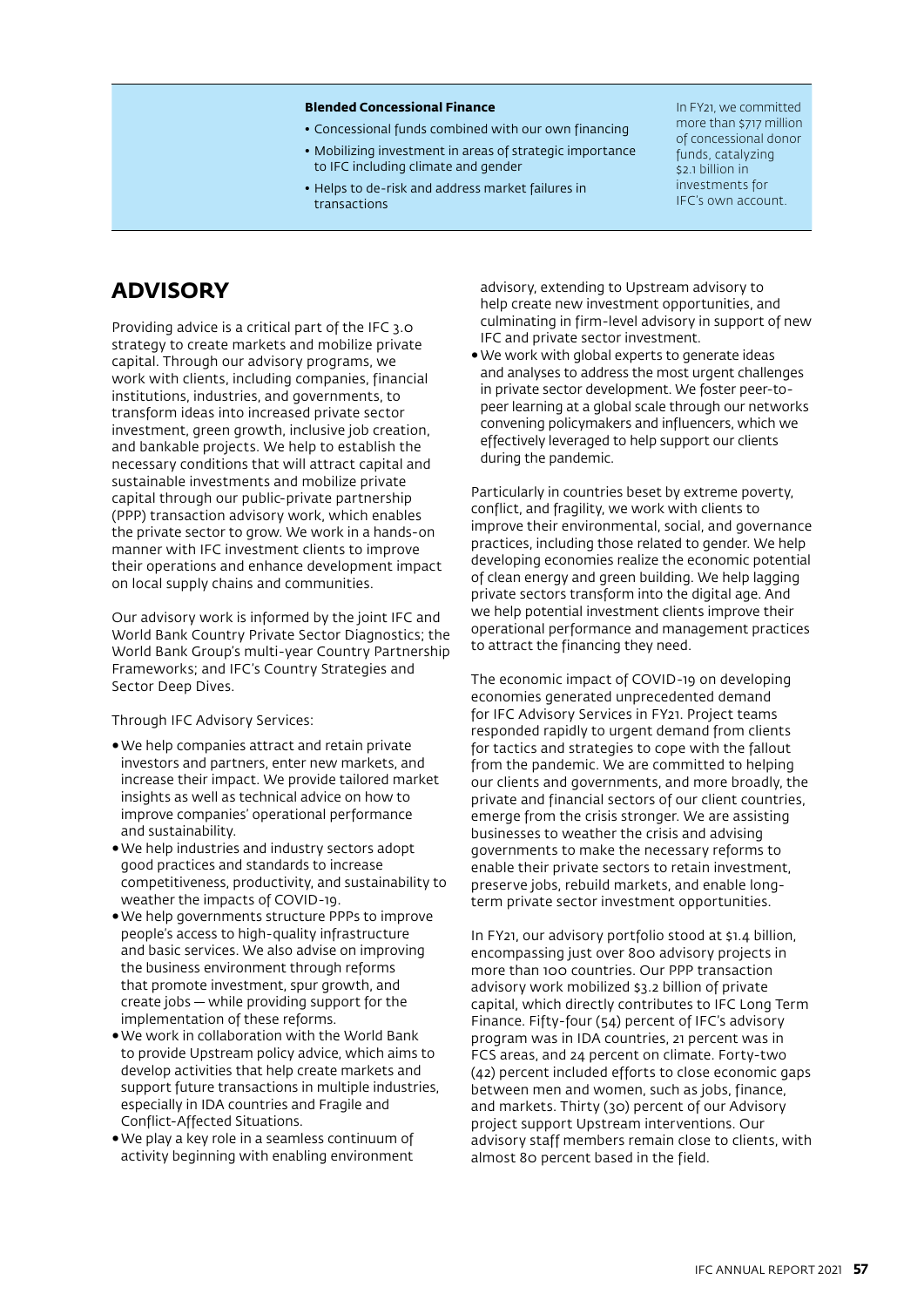**Blended Concessional Finance**

- Concessional funds combined with our own financing
- Mobilizing investment in areas of strategic importance to IFC including climate and gender
- Helps to de-risk and address market failures in transactions

In FY21, we committed more than $717 million of concessional donor funds, catalyzing $2.1 billion in investments for IFC's own account.

## ADVISORY

Providing advice is a critical part of the IFC 3.0 strategy to create markets and mobilize private capital. Through our advisory programs, we work with clients, including companies, financial institutions, industries, and governments, to transform ideas into increased private sector investment, green growth, inclusive job creation, and bankable projects. We help to establish the necessary conditions that will attract capital and sustainable investments and mobilize private capital through our public-private partnership (PPP) transaction advisory work, which enables the private sector to grow. We work in a hands-on manner with IFC investment clients to improve their operations and enhance development impact on local supply chains and communities.

Our advisory work is informed by the joint IFC and World Bank Country Private Sector Diagnostics; the World Bank Group's multi-year Country Partnership Frameworks; and IFC's Country Strategies and Sector Deep Dives.

Through IFC Advisory Services:

- We help companies attract and retain private investors and partners, enter new markets, and increase their impact. We provide tailored market insights as well as technical advice on how to improve companies' operational performance and sustainability.
- We help industries and industry sectors adopt good practices and standards to increase competitiveness, productivity, and sustainability to weather the impacts of COVID-19.
- We help governments structure PPPs to improve people's access to high-quality infrastructure and basic services. We also advise on improving the business environment through reforms that promote investment, spur growth, and create jobs — while providing support for the implementation of these reforms.
- We work in collaboration with the World Bank to provide Upstream policy advice, which aims to develop activities that help create markets and support future transactions in multiple industries, especially in IDA countries and Fragile and Conflict-Affected Situations.
- We play a key role in a seamless continuum of activity beginning with enabling environment advisory, extending to Upstream advisory to help create new investment opportunities, and culminating in firm-level advisory in support of new IFC and private sector investment.
- We work with global experts to generate ideas and analyses to address the most urgent challenges in private sector development. We foster peer-to-peer learning at a global scale through our networks convening policymakers and influencers, which we effectively leveraged to help support our clients during the pandemic.

Particularly in countries beset by extreme poverty, conflict, and fragility, we work with clients to improve their environmental, social, and governance practices, including those related to gender. We help developing economies realize the economic potential of clean energy and green building. We help lagging private sectors transform into the digital age. And we help potential investment clients improve their operational performance and management practices to attract the financing they need.

The economic impact of COVID-19 on developing economies generated unprecedented demand for IFC Advisory Services in FY21. Project teams responded rapidly to urgent demand from clients for tactics and strategies to cope with the fallout from the pandemic. We are committed to helping our clients and governments, and more broadly, the private and financial sectors of our client countries, emerge from the crisis stronger. We are assisting businesses to weather the crisis and advising governments to make the necessary reforms to enable their private sectors to retain investment, preserve jobs, rebuild markets, and enable long-term private sector investment opportunities.

In FY21, our advisory portfolio stood at $1.4 billion, encompassing just over 800 advisory projects in more than 100 countries. Our PPP transaction advisory work mobilized $3.2 billion of private capital, which directly contributes to IFC Long Term Finance. Fifty-four (54) percent of IFC's advisory program was in IDA countries, 21 percent was in FCS areas, and 24 percent on climate. Forty-two (42) percent included efforts to close economic gaps between men and women, such as jobs, finance, and markets. Thirty (30) percent of our Advisory project support Upstream interventions. Our advisory staff members remain close to clients, with almost 80 percent based in the field.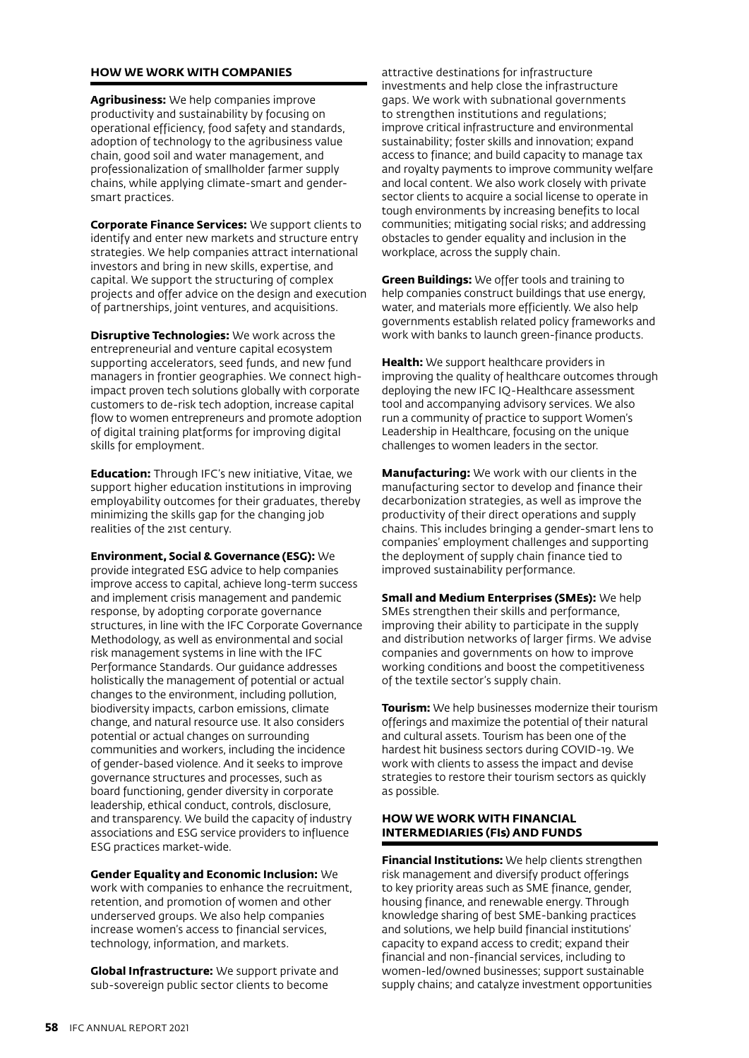## HOW WE WORK WITH COMPANIES

**Agribusiness:** We help companies improve productivity and sustainability by focusing on operational efficiency, food safety and standards, adoption of technology to the agribusiness value chain, good soil and water management, and professionalization of smallholder farmer supply chains, while applying climate-smart and gender-smart practices.

**Corporate Finance Services:** We support clients to identify and enter new markets and structure entry strategies. We help companies attract international investors and bring in new skills, expertise, and capital. We support the structuring of complex projects and offer advice on the design and execution of partnerships, joint ventures, and acquisitions.

**Disruptive Technologies:** We work across the entrepreneurial and venture capital ecosystem supporting accelerators, seed funds, and new fund managers in frontier geographies. We connect high-impact proven tech solutions globally with corporate customers to de-risk tech adoption, increase capital flow to women entrepreneurs and promote adoption of digital training platforms for improving digital skills for employment.

**Education:** Through IFC's new initiative, Vitae, we support higher education institutions in improving employability outcomes for their graduates, thereby minimizing the skills gap for the changing job realities of the 21st century.

**Environment, Social & Governance (ESG):** We provide integrated ESG advice to help companies improve access to capital, achieve long-term success and implement crisis management and pandemic response, by adopting corporate governance structures, in line with the IFC Corporate Governance Methodology, as well as environmental and social risk management systems in line with the IFC Performance Standards. Our guidance addresses holistically the management of potential or actual changes to the environment, including pollution, biodiversity impacts, carbon emissions, climate change, and natural resource use. It also considers potential or actual changes on surrounding communities and workers, including the incidence of gender-based violence. And it seeks to improve governance structures and processes, such as board functioning, gender diversity in corporate leadership, ethical conduct, controls, disclosure, and transparency. We build the capacity of industry associations and ESG service providers to influence ESG practices market-wide.

**Gender Equality and Economic Inclusion:** We work with companies to enhance the recruitment, retention, and promotion of women and other underserved groups. We also help companies increase women's access to financial services, technology, information, and markets.

**Global Infrastructure:** We support private and sub-sovereign public sector clients to become attractive destinations for infrastructure investments and help close the infrastructure gaps. We work with subnational governments to strengthen institutions and regulations; improve critical infrastructure and environmental sustainability; foster skills and innovation; expand access to finance; and build capacity to manage tax and royalty payments to improve community welfare and local content. We also work closely with private sector clients to acquire a social license to operate in tough environments by increasing benefits to local communities; mitigating social risks; and addressing obstacles to gender equality and inclusion in the workplace, across the supply chain.

**Green Buildings:** We offer tools and training to help companies construct buildings that use energy, water, and materials more efficiently. We also help governments establish related policy frameworks and work with banks to launch green-finance products.

**Health:** We support healthcare providers in improving the quality of healthcare outcomes through deploying the new IFC IQ-Healthcare assessment tool and accompanying advisory services. We also run a community of practice to support Women's Leadership in Healthcare, focusing on the unique challenges to women leaders in the sector.

**Manufacturing:** We work with our clients in the manufacturing sector to develop and finance their decarbonization strategies, as well as improve the productivity of their direct operations and supply chains. This includes bringing a gender-smart lens to companies' employment challenges and supporting the deployment of supply chain finance tied to improved sustainability performance.

**Small and Medium Enterprises (SMEs):** We help SMEs strengthen their skills and performance, improving their ability to participate in the supply and distribution networks of larger firms. We advise companies and governments on how to improve working conditions and boost the competitiveness of the textile sector's supply chain.

**Tourism:** We help businesses modernize their tourism offerings and maximize the potential of their natural and cultural assets. Tourism has been one of the hardest hit business sectors during COVID-19. We work with clients to assess the impact and devise strategies to restore their tourism sectors as quickly as possible.

## HOW WE WORK WITH FINANCIAL INTERMEDIARIES (FIs) AND FUNDS

**Financial Institutions:** We help clients strengthen risk management and diversify product offerings to key priority areas such as SME finance, gender, housing finance, and renewable energy. Through knowledge sharing of best SME-banking practices and solutions, we help build financial institutions' capacity to expand access to credit; expand their financial and non-financial services, including to women-led/owned businesses; support sustainable supply chains; and catalyze investment opportunities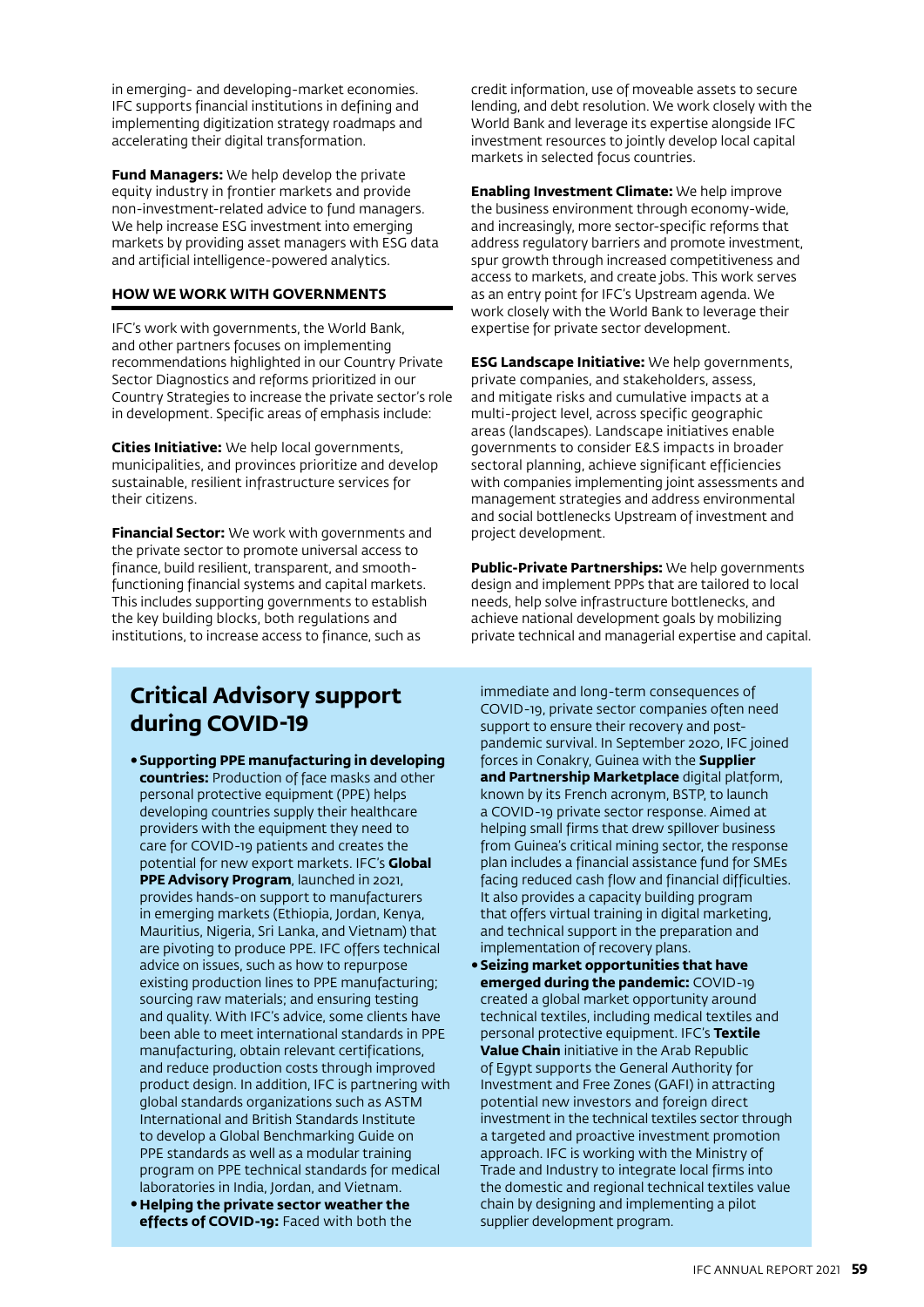in emerging- and developing-market economies. IFC supports financial institutions in defining and implementing digitization strategy roadmaps and accelerating their digital transformation.

**Fund Managers:** We help develop the private equity industry in frontier markets and provide non-investment-related advice to fund managers. We help increase ESG investment into emerging markets by providing asset managers with ESG data and artificial intelligence-powered analytics.

### HOW WE WORK WITH GOVERNMENTS

IFC's work with governments, the World Bank, and other partners focuses on implementing recommendations highlighted in our Country Private Sector Diagnostics and reforms prioritized in our Country Strategies to increase the private sector's role in development. Specific areas of emphasis include:

**Cities Initiative:** We help local governments, municipalities, and provinces prioritize and develop sustainable, resilient infrastructure services for their citizens.

**Financial Sector:** We work with governments and the private sector to promote universal access to finance, build resilient, transparent, and smooth-functioning financial systems and capital markets. This includes supporting governments to establish the key building blocks, both regulations and institutions, to increase access to finance, such as credit information, use of moveable assets to secure lending, and debt resolution. We work closely with the World Bank and leverage its expertise alongside IFC investment resources to jointly develop local capital markets in selected focus countries.

**Enabling Investment Climate:** We help improve the business environment through economy-wide, and increasingly, more sector-specific reforms that address regulatory barriers and promote investment, spur growth through increased competitiveness and access to markets, and create jobs. This work serves as an entry point for IFC's Upstream agenda. We work closely with the World Bank to leverage their expertise for private sector development.

**ESG Landscape Initiative:** We help governments, private companies, and stakeholders, assess, and mitigate risks and cumulative impacts at a multi-project level, across specific geographic areas (landscapes). Landscape initiatives enable governments to consider E&S impacts in broader sectoral planning, achieve significant efficiencies with companies implementing joint assessments and management strategies and address environmental and social bottlenecks Upstream of investment and project development.

**Public-Private Partnerships:** We help governments design and implement PPPs that are tailored to local needs, help solve infrastructure bottlenecks, and achieve national development goals by mobilizing private technical and managerial expertise and capital.

## Critical Advisory support during COVID-19

- **Supporting PPE manufacturing in developing countries:** Production of face masks and other personal protective equipment (PPE) helps developing countries supply their healthcare providers with the equipment they need to care for COVID-19 patients and creates the potential for new export markets. IFC's **Global PPE Advisory Program**, launched in 2021, provides hands-on support to manufacturers in emerging markets (Ethiopia, Jordan, Kenya, Mauritius, Nigeria, Sri Lanka, and Vietnam) that are pivoting to produce PPE. IFC offers technical advice on issues, such as how to repurpose existing production lines to PPE manufacturing; sourcing raw materials; and ensuring testing and quality. With IFC's advice, some clients have been able to meet international standards in PPE manufacturing, obtain relevant certifications, and reduce production costs through improved product design. In addition, IFC is partnering with global standards organizations such as ASTM International and British Standards Institute to develop a Global Benchmarking Guide on PPE standards as well as a modular training program on PPE technical standards for medical laboratories in India, Jordan, and Vietnam.
- **Helping the private sector weather the effects of COVID-19:** Faced with both the immediate and long-term consequences of COVID-19, private sector companies often need support to ensure their recovery and post-pandemic survival. In September 2020, IFC joined forces in Conakry, Guinea with the **Supplier and Partnership Marketplace** digital platform, known by its French acronym, BSTP, to launch a COVID-19 private sector response. Aimed at helping small firms that drew spillover business from Guinea's critical mining sector, the response plan includes a financial assistance fund for SMEs facing reduced cash flow and financial difficulties. It also provides a capacity building program that offers virtual training in digital marketing, and technical support in the preparation and implementation of recovery plans.
- **Seizing market opportunities that have emerged during the pandemic:** COVID-19 created a global market opportunity around technical textiles, including medical textiles and personal protective equipment. IFC's **Textile Value Chain** initiative in the Arab Republic of Egypt supports the General Authority for Investment and Free Zones (GAFI) in attracting potential new investors and foreign direct investment in the technical textiles sector through a targeted and proactive investment promotion approach. IFC is working with the Ministry of Trade and Industry to integrate local firms into the domestic and regional technical textiles value chain by designing and implementing a pilot supplier development program.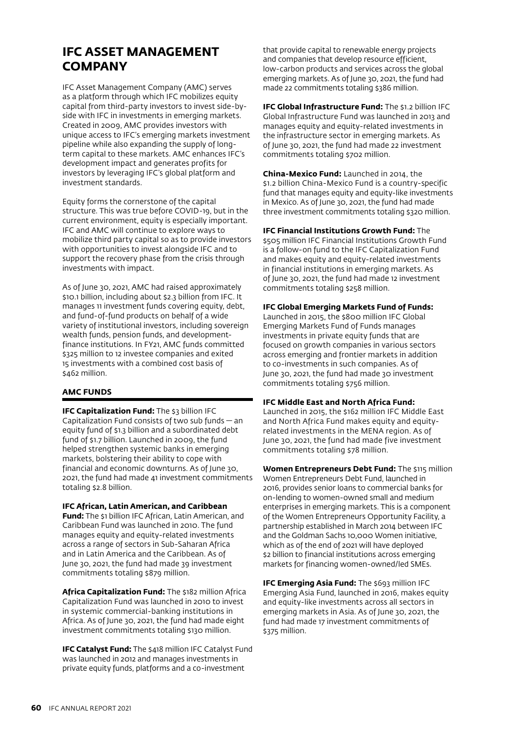# IFC ASSET MANAGEMENT COMPANY

IFC Asset Management Company (AMC) serves as a platform through which IFC mobilizes equity capital from third-party investors to invest side-by-side with IFC in investments in emerging markets. Created in 2009, AMC provides investors with unique access to IFC's emerging markets investment pipeline while also expanding the supply of long-term capital to these markets. AMC enhances IFC's development impact and generates profits for investors by leveraging IFC's global platform and investment standards.

Equity forms the cornerstone of the capital structure. This was true before COVID-19, but in the current environment, equity is especially important. IFC and AMC will continue to explore ways to mobilize third party capital so as to provide investors with opportunities to invest alongside IFC and to support the recovery phase from the crisis through investments with impact.

As of June 30, 2021, AMC had raised approximately $10.1 billion, including about $2.3 billion from IFC. It manages 11 investment funds covering equity, debt, and fund-of-fund products on behalf of a wide variety of institutional investors, including sovereign wealth funds, pension funds, and development-finance institutions. In FY21, AMC funds committed $325 million to 12 investee companies and exited 15 investments with a combined cost basis of $462 million.

## AMC FUNDS

**IFC Capitalization Fund:** The $3 billion IFC Capitalization Fund consists of two sub funds — an equity fund of $1.3 billion and a subordinated debt fund of $1.7 billion. Launched in 2009, the fund helped strengthen systemic banks in emerging markets, bolstering their ability to cope with financial and economic downturns. As of June 30, 2021, the fund had made 41 investment commitments totaling $2.8 billion.

**IFC African, Latin American, and Caribbean Fund:** The $1 billion IFC African, Latin American, and Caribbean Fund was launched in 2010. The fund manages equity and equity-related investments across a range of sectors in Sub-Saharan Africa and in Latin America and the Caribbean. As of June 30, 2021, the fund had made 39 investment commitments totaling $879 million.

**Africa Capitalization Fund:** The $182 million Africa Capitalization Fund was launched in 2010 to invest in systemic commercial-banking institutions in Africa. As of June 30, 2021, the fund had made eight investment commitments totaling $130 million.

**IFC Catalyst Fund:** The $418 million IFC Catalyst Fund was launched in 2012 and manages investments in private equity funds, platforms and a co-investment that provide capital to renewable energy projects and companies that develop resource efficient, low-carbon products and services across the global emerging markets. As of June 30, 2021, the fund had made 22 commitments totaling $386 million.

**IFC Global Infrastructure Fund:** The $1.2 billion IFC Global Infrastructure Fund was launched in 2013 and manages equity and equity-related investments in the infrastructure sector in emerging markets. As of June 30, 2021, the fund had made 22 investment commitments totaling $702 million.

**China-Mexico Fund:** Launched in 2014, the $1.2 billion China-Mexico Fund is a country-specific fund that manages equity and equity-like investments in Mexico. As of June 30, 2021, the fund had made three investment commitments totaling $320 million.

**IFC Financial Institutions Growth Fund:** The $505 million IFC Financial Institutions Growth Fund is a follow-on fund to the IFC Capitalization Fund and makes equity and equity-related investments in financial institutions in emerging markets. As of June 30, 2021, the fund had made 12 investment commitments totaling $258 million.

**IFC Global Emerging Markets Fund of Funds:** Launched in 2015, the $800 million IFC Global Emerging Markets Fund of Funds manages investments in private equity funds that are focused on growth companies in various sectors across emerging and frontier markets in addition to co-investments in such companies. As of June 30, 2021, the fund had made 30 investment commitments totaling $756 million.

**IFC Middle East and North Africa Fund:** Launched in 2015, the $162 million IFC Middle East and North Africa Fund makes equity and equity-related investments in the MENA region. As of June 30, 2021, the fund had made five investment commitments totaling $78 million.

**Women Entrepreneurs Debt Fund:** The $115 million Women Entrepreneurs Debt Fund, launched in 2016, provides senior loans to commercial banks for on-lending to women-owned small and medium enterprises in emerging markets. This is a component of the Women Entrepreneurs Opportunity Facility, a partnership established in March 2014 between IFC and the Goldman Sachs 10,000 Women initiative, which as of the end of 2021 will have deployed $2 billion to financial institutions across emerging markets for financing women-owned/led SMEs.

**IFC Emerging Asia Fund:** The $693 million IFC Emerging Asia Fund, launched in 2016, makes equity and equity-like investments across all sectors in emerging markets in Asia. As of June 30, 2021, the fund had made 17 investment commitments of $375 million.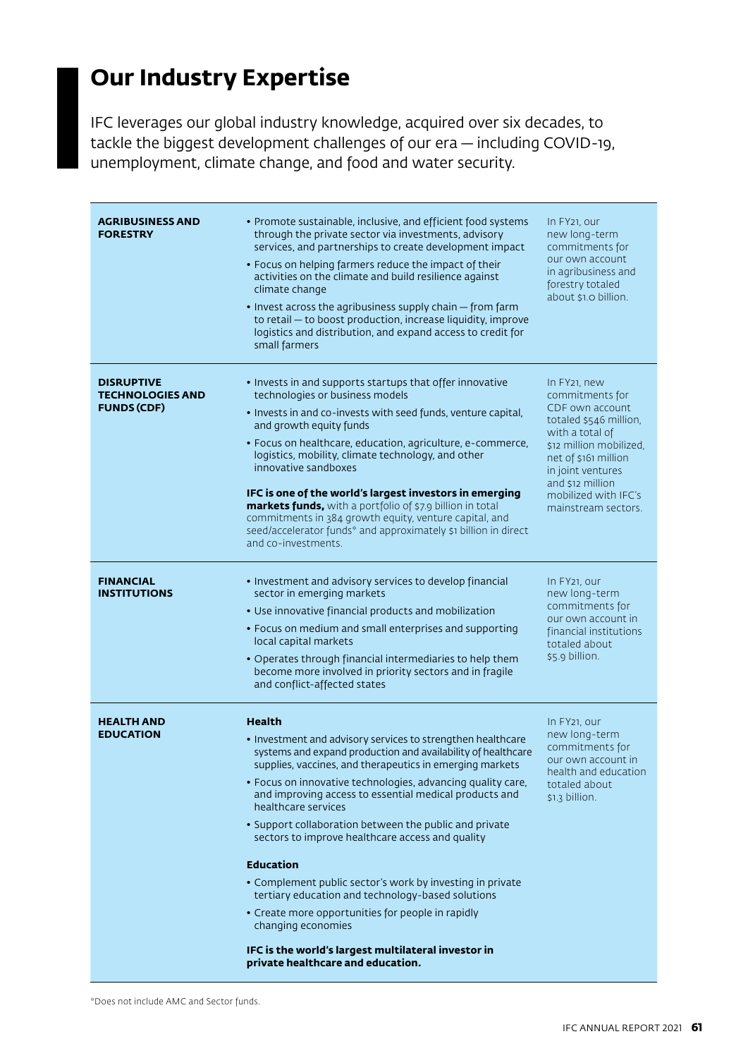# Our Industry Expertise

IFC leverages our global industry knowledge, acquired over six decades, to tackle the biggest development challenges of our era — including COVID-19, unemployment, climate change, and food and water security.

| | | |
|---|---|---|
| **AGRIBUSINESS AND FORESTRY** | • Promote sustainable, inclusive, and efficient food systems through the private sector via investments, advisory services, and partnerships to create development impact<br>• Focus on helping farmers reduce the impact of their activities on the climate and build resilience against climate change<br>• Invest across the agribusiness supply chain — from farm to retail — to boost production, increase liquidity, improve logistics and distribution, and expand access to credit for small farmers | In FY21, our new long-term commitments for our own account in agribusiness and forestry totaled about $1.0 billion. |
| **DISRUPTIVE TECHNOLOGIES AND FUNDS (CDF)** | • Invests in and supports startups that offer innovative technologies or business models<br>• Invests in and co-invests with seed funds, venture capital, and growth equity funds<br>• Focus on healthcare, education, agriculture, e-commerce, logistics, mobility, climate technology, and other innovative sandboxes<br><br>**IFC is one of the world's largest investors in emerging markets funds,** with a portfolio of $7.9 billion in total commitments in 384 growth equity, venture capital, and seed/accelerator funds* and approximately $1 billion in direct and co-investments. | In FY21, new commitments for CDF own account totaled $546 million, with a total of $12 million mobilized, net of $161 million in joint ventures and $12 million mobilized with IFC's mainstream sectors. |
| **FINANCIAL INSTITUTIONS** | • Investment and advisory services to develop financial sector in emerging markets<br>• Use innovative financial products and mobilization<br>• Focus on medium and small enterprises and supporting local capital markets<br>• Operates through financial intermediaries to help them become more involved in priority sectors and in fragile and conflict-affected states | In FY21, our new long-term commitments for our own account in financial institutions totaled about $5.9 billion. |
| **HEALTH AND EDUCATION** | **Health**<br>• Investment and advisory services to strengthen healthcare systems and expand production and availability of healthcare supplies, vaccines, and therapeutics in emerging markets<br>• Focus on innovative technologies, advancing quality care, and improving access to essential medical products and healthcare services<br>• Support collaboration between the public and private sectors to improve healthcare access and quality<br><br>**Education**<br>• Complement public sector's work by investing in private tertiary education and technology-based solutions<br>• Create more opportunities for people in rapidly changing economies<br><br>**IFC is the world's largest multilateral investor in private healthcare and education.** | In FY21, our new long-term commitments for our own account in health and education totaled about $1.3 billion. |

*Does not include AMC and Sector funds.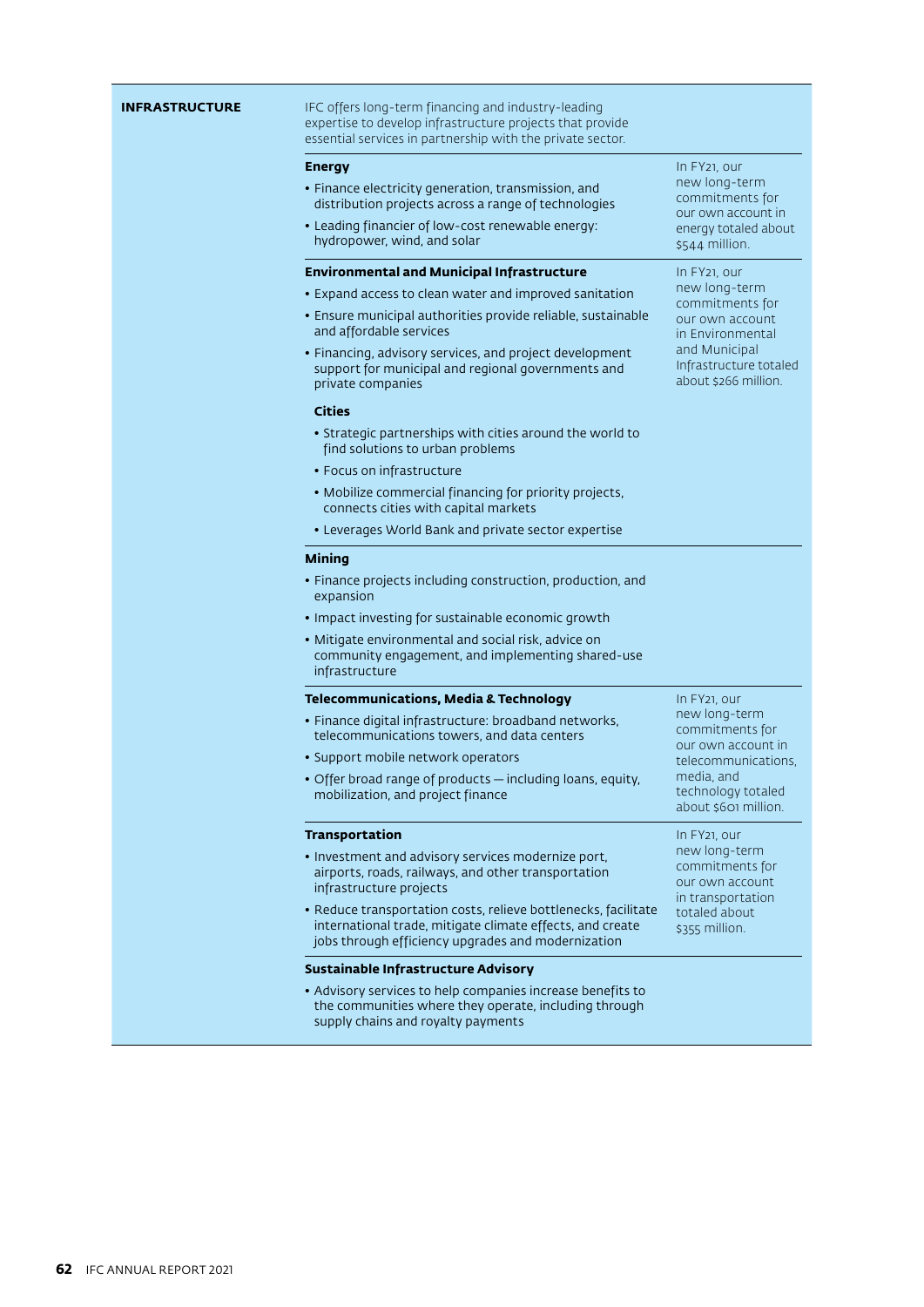## INFRASTRUCTURE

IFC offers long-term financing and industry-leading expertise to develop infrastructure projects that provide essential services in partnership with the private sector.

### Energy

- Finance electricity generation, transmission, and distribution projects across a range of technologies
- Leading financier of low-cost renewable energy: hydropower, wind, and solar

In FY21, our new long-term commitments for our own account in energy totaled about $544 million.

### Environmental and Municipal Infrastructure

- Expand access to clean water and improved sanitation
- Ensure municipal authorities provide reliable, sustainable and affordable services
- Financing, advisory services, and project development support for municipal and regional governments and private companies

In FY21, our new long-term commitments for our own account in Environmental and Municipal Infrastructure totaled about $266 million.

#### Cities

- Strategic partnerships with cities around the world to find solutions to urban problems
- Focus on infrastructure
- Mobilize commercial financing for priority projects, connects cities with capital markets
- Leverages World Bank and private sector expertise

### Mining

- Finance projects including construction, production, and expansion
- Impact investing for sustainable economic growth
- Mitigate environmental and social risk, advice on community engagement, and implementing shared-use infrastructure

### Telecommunications, Media & Technology

- Finance digital infrastructure: broadband networks, telecommunications towers, and data centers
- Support mobile network operators
- Offer broad range of products — including loans, equity, mobilization, and project finance

In FY21, our new long-term commitments for our own account in telecommunications, media, and technology totaled about $601 million.

### Transportation

- Investment and advisory services modernize port, airports, roads, railways, and other transportation infrastructure projects
- Reduce transportation costs, relieve bottlenecks, facilitate international trade, mitigate climate effects, and create jobs through efficiency upgrades and modernization

In FY21, our new long-term commitments for our own account in transportation totaled about $355 million.

### Sustainable Infrastructure Advisory

- Advisory services to help companies increase benefits to the communities where they operate, including through supply chains and royalty payments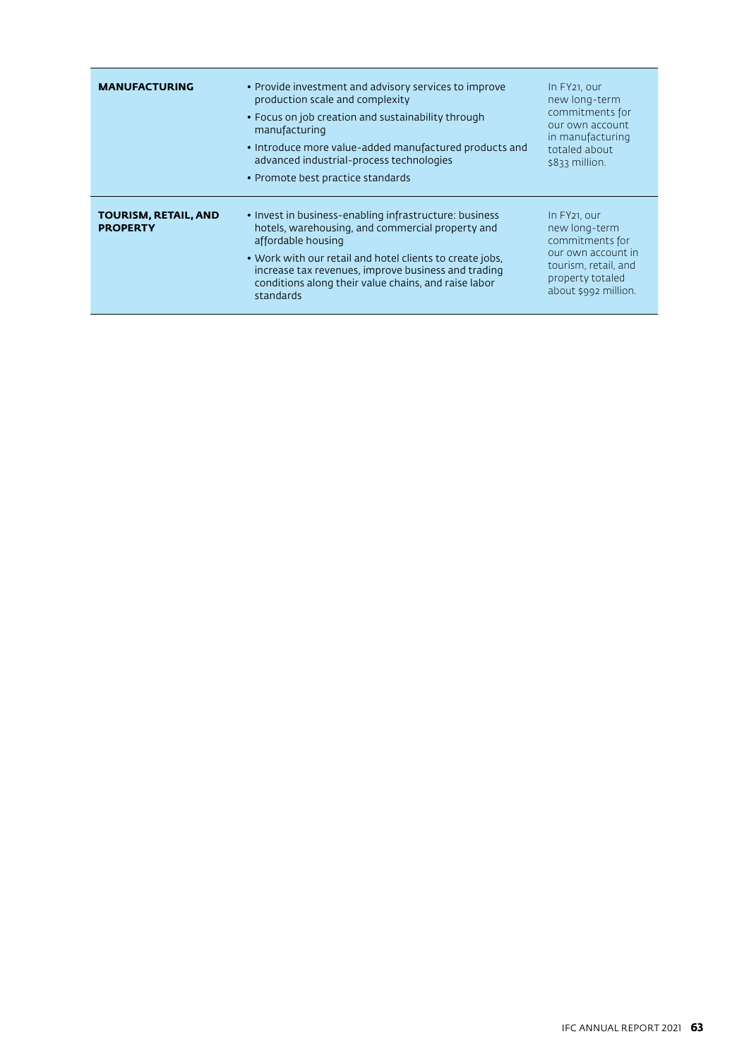| | | |
|---|---|---|
| **MANUFACTURING** | • Provide investment and advisory services to improve production scale and complexity<br>• Focus on job creation and sustainability through manufacturing<br>• Introduce more value-added manufactured products and advanced industrial-process technologies<br>• Promote best practice standards | In FY21, our new long-term commitments for our own account in manufacturing totaled about $833 million. |
| **TOURISM, RETAIL, AND PROPERTY** | • Invest in business-enabling infrastructure: business hotels, warehousing, and commercial property and affordable housing<br>• Work with our retail and hotel clients to create jobs, increase tax revenues, improve business and trading conditions along their value chains, and raise labor standards | In FY21, our new long-term commitments for our own account in tourism, retail, and property totaled about $992 million. |